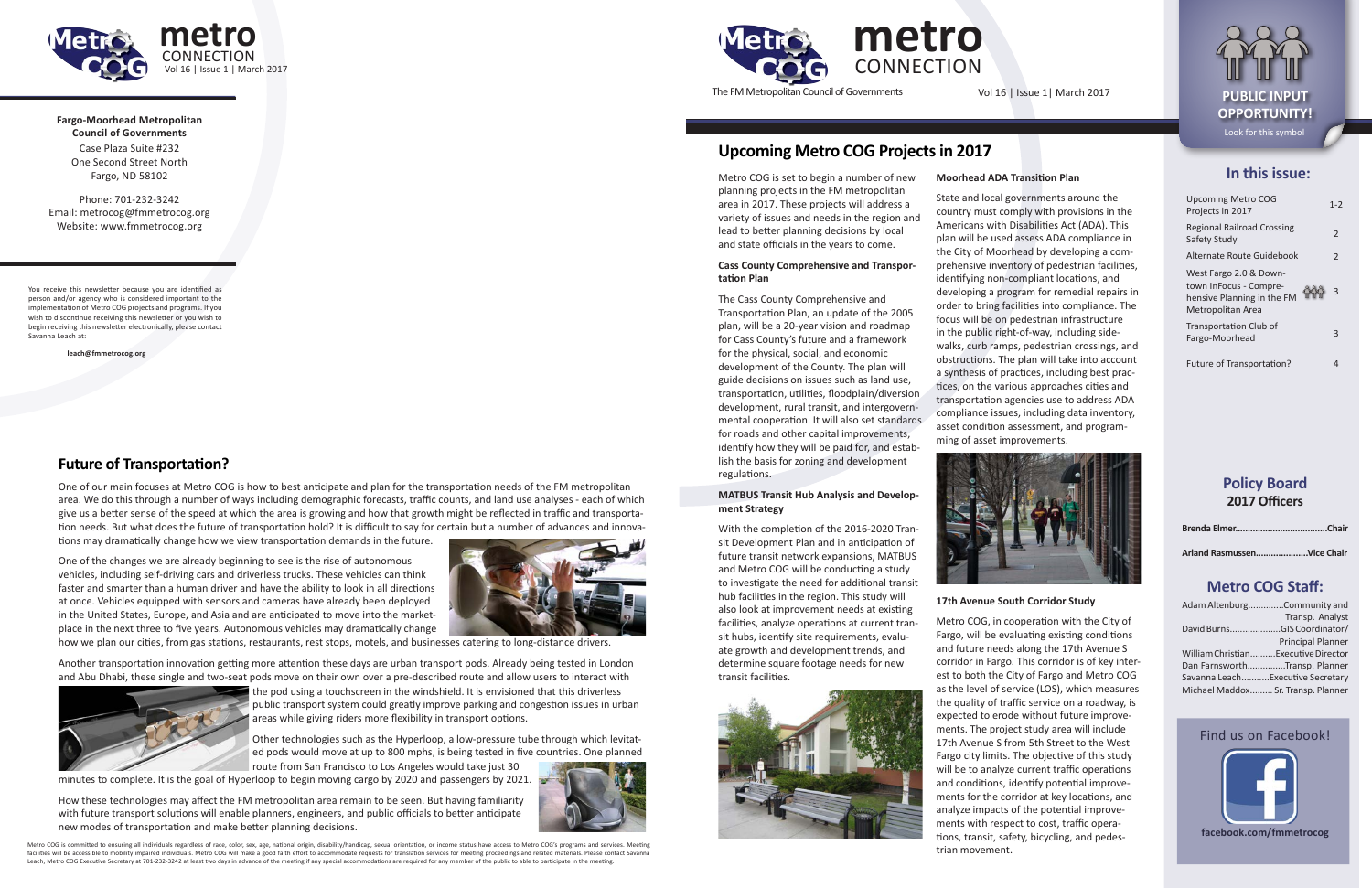# metro CONNECTION

Vol 16 | Issue 1 | March 2017

**Fargo-Moorhead Metropolitan Council of Governments**
Case Plaza Suite #232
One Second Street North
Fargo, ND 58102

Phone: 701-232-3242
Email: metrocog@fmmetrocog.org
Website: www.fmmetrocog.org

You receive this newsletter because you are identified as person and/or agency who is considered important to the implementation of Metro COG projects and programs. If you wish to discontinue receiving this newsletter or you wish to begin receiving this newsletter electronically, please contact Savanna Leach at:

**leach@fmmetrocog.org**

## Future of Transportation?

One of our main focuses at Metro COG is how to best anticipate and plan for the transportation needs of the FM metropolitan area. We do this through a number of ways including demographic forecasts, traffic counts, and land use analyses - each of which give us a better sense of the speed at which the area is growing and how that growth might be reflected in traffic and transportation needs. But what does the future of transportation hold? It is difficult to say for certain but a number of advances and innovations may dramatically change how we view transportation demands in the future.

One of the changes we are already beginning to see is the rise of autonomous vehicles, including self-driving cars and driverless trucks. These vehicles can think faster and smarter than a human driver and have the ability to look in all directions at once. Vehicles equipped with sensors and cameras have already been deployed in the United States, Europe, and Asia and are anticipated to move into the marketplace in the next three to five years. Autonomous vehicles may dramatically change how we plan our cities, from gas stations, restaurants, rest stops, motels, and businesses catering to long-distance drivers.

Another transportation innovation getting more attention these days are urban transport pods. Already being tested in London and Abu Dhabi, these single and two-seat pods move on their own over a pre-described route and allow users to interact with the pod using a touchscreen in the windshield. It is envisioned that this driverless public transport system could greatly improve parking and congestion issues in urban areas while giving riders more flexibility in transport options.

Other technologies such as the Hyperloop, a low-pressure tube through which levitated pods would move at up to 800 mphs, is being tested in five countries. One planned route from San Francisco to Los Angeles would take just 30 minutes to complete. It is the goal of Hyperloop to begin moving cargo by 2020 and passengers by 2021.

How these technologies may affect the FM metropolitan area remain to be seen. But having familiarity with future transport solutions will enable planners, engineers, and public officials to better anticipate new modes of transportation and make better planning decisions.

Metro COG is committed to ensuring all individuals regardless of race, color, sex, age, national origin, disability/handicap, sexual orientation, or income status have access to Metro COG's programs and services. Meeting facilities will be accessible to mobility impaired individuals. Metro COG will make a good faith effort to accommodate requests for translation services for meeting proceedings and related materials. Please contact Savanna Leach, Metro COG Executive Secretary at 701-232-3242 at least two days in advance of the meeting if any special accommodations are required for any member of the public to able to participate in the meeting.

# metro CONNECTION

The FM Metropolitan Council of Governments — Vol 16 | Issue 1| March 2017

## Upcoming Metro COG Projects in 2017

Metro COG is set to begin a number of new planning projects in the FM metropolitan area in 2017. These projects will address a variety of issues and needs in the region and lead to better planning decisions by local and state officials in the years to come.

### Cass County Comprehensive and Transportation Plan

The Cass County Comprehensive and Transportation Plan, an update of the 2005 plan, will be a 20-year vision and roadmap for Cass County's future and a framework for the physical, social, and economic development of the County. The plan will guide decisions on issues such as land use, transportation, utilities, floodplain/diversion development, rural transit, and intergovernmental cooperation. It will also set standards for roads and other capital improvements, identify how they will be paid for, and establish the basis for zoning and development regulations.

### MATBUS Transit Hub Analysis and Development Strategy

With the completion of the 2016-2020 Transit Development Plan and in anticipation of future transit network expansions, MATBUS and Metro COG will be conducting a study to investigate the need for additional transit hub facilities in the region. This study will also look at improvement needs at existing facilities, analyze operations at current transit hubs, identify site requirements, evaluate growth and development trends, and determine square footage needs for new transit facilities.

### Moorhead ADA Transition Plan

State and local governments around the country must comply with provisions in the Americans with Disabilities Act (ADA). This plan will be used assess ADA compliance in the City of Moorhead by developing a comprehensive inventory of pedestrian facilities, identifying non-compliant locations, and developing a program for remedial repairs in order to bring facilities into compliance. The focus will be on pedestrian infrastructure in the public right-of-way, including sidewalks, curb ramps, pedestrian crossings, and obstructions. The plan will take into account a synthesis of practices, including best practices, on the various approaches cities and transportation agencies use to address ADA compliance issues, including data inventory, asset condition assessment, and programming of asset improvements.

### 17th Avenue South Corridor Study

Metro COG, in cooperation with the City of Fargo, will be evaluating existing conditions and future needs along the 17th Avenue S corridor in Fargo. This corridor is of key interest to both the City of Fargo and Metro COG as the level of service (LOS), which measures the quality of traffic service on a roadway, is expected to erode without future improvements. The project study area will include 17th Avenue S from 5th Street to the West Fargo city limits. The objective of this study will be to analyze current traffic operations and conditions, identify potential improvements for the corridor at key locations, and analyze impacts of the potential improvements with respect to cost, traffic operations, transit, safety, bicycling, and pedestrian movement.

**PUBLIC INPUT OPPORTUNITY!**
Look for this symbol

## In this issue:

| Article | Page |
|---|---|
| Upcoming Metro COG Projects in 2017 | 1-2 |
| Regional Railroad Crossing Safety Study | 2 |
| Alternate Route Guidebook | 2 |
| West Fargo 2.0 & Downtown InFocus - Comprehensive Planning in the FM Metropolitan Area | 3 |
| Transportation Club of Fargo-Moorhead | 3 |
| Future of Transportation? | 4 |

## Policy Board 2017 Officers

**Brenda Elmer....................................Chair**

**Arland Rasmussen.....................Vice Chair**

## Metro COG Staff:

Adam Altenburg..............Community and Transp. Analyst
David Burns....................GIS Coordinator/ Principal Planner
William Christian..........Executive Director
Dan Farnsworth...............Transp. Planner
Savanna Leach...........Executive Secretary
Michael Maddox......... Sr. Transp. Planner

Find us on Facebook!

**facebook.com/fmmetrocog**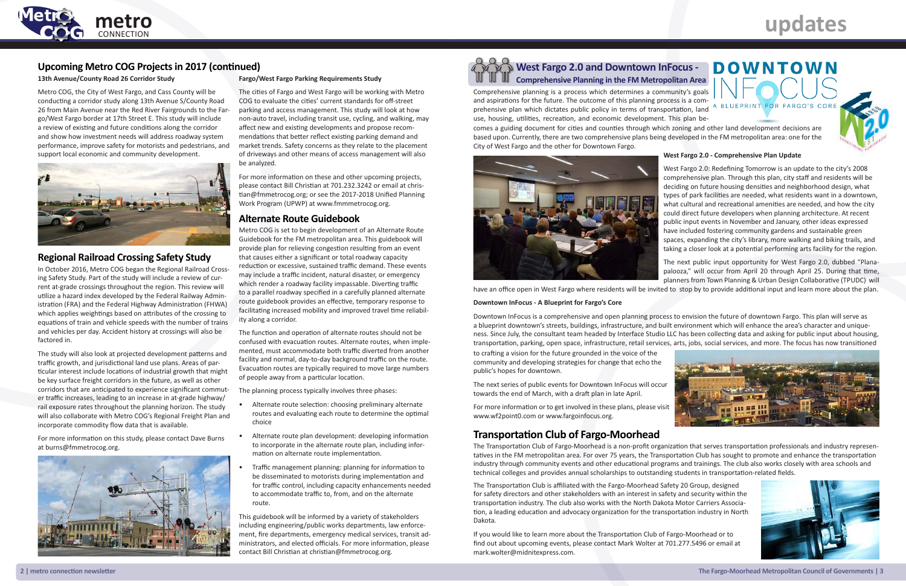## Upcoming Metro COG Projects in 2017 (continued)

**13th Avenue/County Road 26 Corridor Study**

Metro COG, the City of West Fargo, and Cass County will be conducting a corridor study along 13th Avenue S/County Road 26 from Main Avenue near the Red River Fairgrounds to the Fargo/West Fargo border at 17th Street E. This study will include a review of existing and future conditions along the corridor and show how investment needs will address roadway system performance, improve safety for motorists and pedestrians, and support local economic and community development.

## Regional Railroad Crossing Safety Study

In October 2016, Metro COG began the Regional Railroad Crossing Safety Study. Part of the study will include a review of current at-grade crossings throughout the region. This review will utilize a hazard index developed by the Federal Railway Administration (FRA) and the Federal Highway Administration (FHWA) which applies weightings based on attributes of the crossing to equations of train and vehicle speeds with the number of trains and vehicles per day. Accident history at crossings will also be factored in.

The study will also look at projected development patterns and traffic growth, and jurisdictional land use plans. Areas of particular interest include locations of industrial growth that might be key surface freight corridors in the future, as well as other corridors that are anticipated to experience significant commuter traffic increases, leading to an increase in at-grade highway/rail exposure rates throughout the planning horizon. The study will also collaborate with Metro COG's Regional Freight Plan and incorporate commodity flow data that is available.

For more information on this study, please contact Dave Burns at burns@fmmetrocog.org.

**Fargo/West Fargo Parking Requirements Study**

The cities of Fargo and West Fargo will be working with Metro COG to evaluate the cities' current standards for off-street parking and access management. This study will look at how non-auto travel, including transit use, cycling, and walking, may affect new and existing developments and propose recommendations that better reflect existing parking demand and market trends. Safety concerns as they relate to the placement of driveways and other means of access management will also be analyzed.

For more information on these and other upcoming projects, please contact Bill Christian at 701.232.3242 or email at christian@fmmetrocog.org; or see the 2017-2018 Unified Planning Work Program (UPWP) at www.fmmetrocog.org.

## Alternate Route Guidebook

Metro COG is set to begin development of an Alternate Route Guidebook for the FM metropolitan area. This guidebook will provide plan for relieving congestion resulting from an event that causes either a significant or total roadway capacity reduction or excessive, sustained traffic demand. These events may include a traffic incident, natural disaster, or emergency which render a roadway facility impassable. Diverting traffic to a parallel roadway specified in a carefully planned alternate route guidebook provides an effective, temporary response to facilitating increased mobility and improved travel time reliability along a corridor.

The function and operation of alternate routes should not be confused with evacuation routes. Alternate routes, when implemented, must accommodate both traffic diverted from another facility and normal, day-to-day background traffic on the route. Evacuation routes are typically required to move large numbers of people away from a particular location.

The planning process typically involves three phases:

- Alternate route selection: choosing preliminary alternate routes and evaluating each route to determine the optimal choice
- Alternate route plan development: developing information to incorporate in the alternate route plan, including information on alternate route implementation.
- Traffic management planning: planning for information to be disseminated to motorists during implementation and for traffic control, including capacity enhancements needed to accommodate traffic to, from, and on the alternate route.

This guidebook will be informed by a variety of stakeholders including engineering/public works departments, law enforcement, fire departments, emergency medical services, transit administrators, and elected officials. For more information, please contact Bill Christian at christian@fmmetrocog.org.

## West Fargo 2.0 and Downtown InFocus - Comprehensive Planning in the FM Metropolitan Area

Comprehensive planning is a process which determines a community's goals and aspirations for the future. The outcome of this planning process is a comprehensive plan which dictates public policy in terms of transportation, land use, housing, utilities, recreation, and economic development. This plan becomes a guiding document for cities and counties through which zoning and other land development decisions are based upon. Currently, there are two comprehensive plans being developed in the FM metropolitan area: one for the City of West Fargo and the other for Downtown Fargo.

**West Fargo 2.0 - Comprehensive Plan Update**

West Fargo 2.0: Redefining Tomorrow is an update to the city's 2008 comprehensive plan. Through this plan, city staff and residents will be deciding on future housing densities and neighborhood design, what types of park facilities are needed, what residents want in a downtown, what cultural and recreational amenities are needed, and how the city could direct future developers when planning architecture. At recent public input events in November and January, other ideas expressed have included fostering community gardens and sustainable green spaces, expanding the city's library, more walking and biking trails, and taking a closer look at a potential performing arts facility for the region.

The next public input opportunity for West Fargo 2.0, dubbed "Planapalooza," will occur from April 20 through April 25. During that time, planners from Town Planning & Urban Design Collaborative (TPUDC) will have an office open in West Fargo where residents will be invited to stop by to provide additional input and learn more about the plan.

**Downtown InFocus - A Blueprint for Fargo's Core**

Downtown InFocus is a comprehensive and open planning process to envision the future of downtown Fargo. This plan will serve as a blueprint downtown's streets, buildings, infrastructure, and built environment which will enhance the area's character and uniqueness. Since July, the consultant team headed by Interface Studio LLC has been collecting data and asking for public input about housing, transportation, parking, open space, infrastructure, retail services, arts, jobs, social services, and more. The focus has now transitioned to crafting a vision for the future grounded in the voice of the community and developing strategies for change that echo the public's hopes for downtown.

The next series of public events for Downtown InFocus will occur towards the end of March, with a draft plan in late April.

For more information or to get involved in these plans, please visit www.wf2point0.com or www.fargoinfocus.org.

## Transportation Club of Fargo-Moorhead

The Transportation Club of Fargo-Moorhead is a non-profit organization that serves transportation professionals and industry representatives in the FM metropolitan area. For over 75 years, the Transportation Club has sought to promote and enhance the transportation industry through community events and other educational programs and trainings. The club also works closely with area schools and technical colleges and provides annual scholarships to outstanding students in transportation-related fields.

The Transportation Club is affiliated with the Fargo-Moorhead Safety 20 Group, designed for safety directors and other stakeholders with an interest in safety and security within the transportation industry. The club also works with the North Dakota Motor Carriers Association, a leading education and advocacy organization for the transportation industry in North Dakota.

If you would like to learn more about the Transportation Club of Fargo-Moorhead or to find out about upcoming events, please contact Mark Wolter at 701.277.5496 or email at mark.wolter@midnitexpress.com.